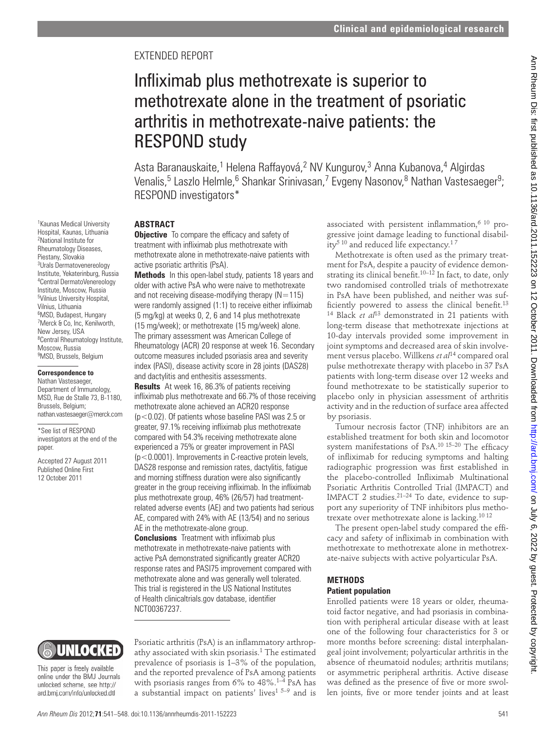EXTENDED REPORT

# Infliximab plus methotrexate is superior to methotrexate alone in the treatment of psoriatic arthritis in methotrexate-naive patients: the RESPOND study

Asta Baranauskaite,[1] Helena Raffayová,[2] NV Kungurov,[3] Anna Kubanova,[4] Algirdas Venalis,[5] Laszlo Helmle,[6] Shankar Srinivasan,[7] Evgeny Nasonov,[8] Nathan Vastesaeger[9]; RESPOND investigators*

[1]Kaunas Medical University Hospital, Kaunas, Lithuania
[2]National Institute for Rheumatology Diseases, Piestany, Slovakia
[3]Urals Dermatovenereology Institute, Yekaterinburg, Russia
[4]Central DermatoVenereology Institute, Moscow, Russia
[5]Vilnius University Hospital, Vilnius, Lithuania
[6]MSD, Budapest, Hungary
[7]Merck & Co, Inc, Kenilworth, New Jersey, USA
[8]Central Rheumatology Institute, Moscow, Russia
[9]MSD, Brussels, Belgium

**Correspondence to**
Nathan Vastesaeger, Department of Immunology, MSD, Rue de Stalle 73, B-1180, Brussels, Belgium; nathan.vastesaeger@merck.com

*See list of RESPOND investigators at the end of the paper.

Accepted 27 August 2011
Published Online First 12 October 2011

## ABSTRACT

**Objective** To compare the efficacy and safety of treatment with infliximab plus methotrexate with methotrexate alone in methotrexate-naive patients with active psoriatic arthritis (PsA).

**Methods** In this open-label study, patients 18 years and older with active PsA who were naive to methotrexate and not receiving disease-modifying therapy (N=115) were randomly assigned (1:1) to receive either infliximab (5 mg/kg) at weeks 0, 2, 6 and 14 plus methotrexate (15 mg/week); or methotrexate (15 mg/week) alone. The primary assessment was American College of Rheumatology (ACR) 20 response at week 16. Secondary outcome measures included psoriasis area and severity index (PASI), disease activity score in 28 joints (DAS28) and dactylitis and enthesitis assessments.

**Results** At week 16, 86.3% of patients receiving infliximab plus methotrexate and 66.7% of those receiving methotrexate alone achieved an ACR20 response ($p<0.02$). Of patients whose baseline PASI was 2.5 or greater, 97.1% receiving infliximab plus methotrexate compared with 54.3% receiving methotrexate alone experienced a 75% or greater improvement in PASI ($p<0.0001$). Improvements in C-reactive protein levels, DAS28 response and remission rates, dactylitis, fatigue and morning stiffness duration were also significantly greater in the group receiving infliximab. In the infliximab plus methotrexate group, 46% (26/57) had treatment-related adverse events (AE) and two patients had serious AE, compared with 24% with AE (13/54) and no serious AE in the methotrexate-alone group.

**Conclusions** Treatment with infliximab plus methotrexate in methotrexate-naive patients with active PsA demonstrated significantly greater ACR20 response rates and PASI75 improvement compared with methotrexate alone and was generally well tolerated. This trial is registered in the US National Institutes of Health clinicaltrials.gov database, identifier NCT00367237.

Psoriatic arthritis (PsA) is an inflammatory arthropathy associated with skin psoriasis.[1] The estimated prevalence of psoriasis is 1–3% of the population, and the reported prevalence of PsA among patients with psoriasis ranges from 6% to 48%.[1–4] PsA has a substantial impact on patients' lives[1 5–9] and is associated with persistent inflammation,[6 10] progressive joint damage leading to functional disability[5 10] and reduced life expectancy.[1 7]

Methotrexate is often used as the primary treatment for PsA, despite a paucity of evidence demonstrating its clinical benefit.[10–12] In fact, to date, only two randomised controlled trials of methotrexate in PsA have been published, and neither was sufficiently powered to assess the clinical benefit.[13 14] Black *et al*[13] demonstrated in 21 patients with long-term disease that methotrexate injections at 10-day intervals provided some improvement in joint symptoms and decreased area of skin involvement versus placebo. Willkens *et al*[14] compared oral pulse methotrexate therapy with placebo in 37 PsA patients with long-term disease over 12 weeks and found methotrexate to be statistically superior to placebo only in physician assessment of arthritis activity and in the reduction of surface area affected by psoriasis.

Tumour necrosis factor (TNF) inhibitors are an established treatment for both skin and locomotor system manifestations of PsA.[10 15–20] The efficacy of infliximab for reducing symptoms and halting radiographic progression was first established in the placebo-controlled Infliximab Multinational Psoriatic Arthritis Controlled Trial (IMPACT) and IMPACT 2 studies.[21–24] To date, evidence to support any superiority of TNF inhibitors plus methotrexate over methotrexate alone is lacking.[10 12]

The present open-label study compared the efficacy and safety of infliximab in combination with methotrexate to methotrexate alone in methotrexate-naive subjects with active polyarticular PsA.

## METHODS

### Patient population

Enrolled patients were 18 years or older, rheumatoid factor negative, and had psoriasis in combination with peripheral articular disease with at least one of the following four characteristics for 3 or more months before screening: distal interphalangeal joint involvement; polyarticular arthritis in the absence of rheumatoid nodules; arthritis mutilans; or asymmetric peripheral arthritis. Active disease was defined as the presence of five or more swollen joints, five or more tender joints and at least

This paper is freely available online under the BMJ Journals unlocked scheme, see http://ard.bmj.com/info/unlocked.dtl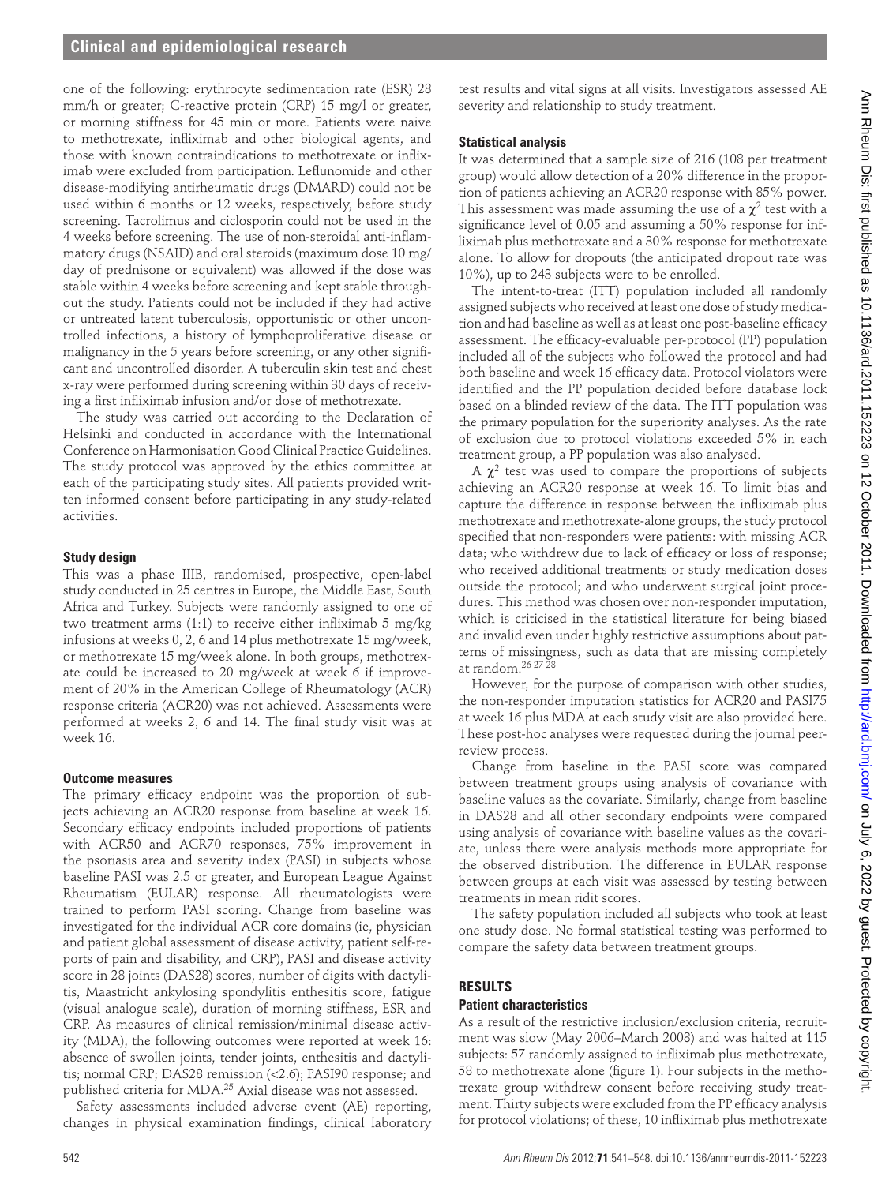one of the following: erythrocyte sedimentation rate (ESR) 28 mm/h or greater; C-reactive protein (CRP) 15 mg/l or greater, or morning stiffness for 45 min or more. Patients were naive to methotrexate, infliximab and other biological agents, and those with known contraindications to methotrexate or infliximab were excluded from participation. Leflunomide and other disease-modifying antirheumatic drugs (DMARD) could not be used within 6 months or 12 weeks, respectively, before study screening. Tacrolimus and ciclosporin could not be used in the 4 weeks before screening. The use of non-steroidal anti-inflammatory drugs (NSAID) and oral steroids (maximum dose 10 mg/day of prednisone or equivalent) was allowed if the dose was stable within 4 weeks before screening and kept stable throughout the study. Patients could not be included if they had active or untreated latent tuberculosis, opportunistic or other uncontrolled infections, a history of lymphoproliferative disease or malignancy in the 5 years before screening, or any other significant and uncontrolled disorder. A tuberculin skin test and chest x-ray were performed during screening within 30 days of receiving a first infliximab infusion and/or dose of methotrexate.

The study was carried out according to the Declaration of Helsinki and conducted in accordance with the International Conference on Harmonisation Good Clinical Practice Guidelines. The study protocol was approved by the ethics committee at each of the participating study sites. All patients provided written informed consent before participating in any study-related activities.

### Study design

This was a phase IIIB, randomised, prospective, open-label study conducted in 25 centres in Europe, the Middle East, South Africa and Turkey. Subjects were randomly assigned to one of two treatment arms (1:1) to receive either infliximab 5 mg/kg infusions at weeks 0, 2, 6 and 14 plus methotrexate 15 mg/week, or methotrexate 15 mg/week alone. In both groups, methotrexate could be increased to 20 mg/week at week 6 if improvement of 20% in the American College of Rheumatology (ACR) response criteria (ACR20) was not achieved. Assessments were performed at weeks 2, 6 and 14. The final study visit was at week 16.

### Outcome measures

The primary efficacy endpoint was the proportion of subjects achieving an ACR20 response from baseline at week 16. Secondary efficacy endpoints included proportions of patients with ACR50 and ACR70 responses, 75% improvement in the psoriasis area and severity index (PASI) in subjects whose baseline PASI was 2.5 or greater, and European League Against Rheumatism (EULAR) response. All rheumatologists were trained to perform PASI scoring. Change from baseline was investigated for the individual ACR core domains (ie, physician and patient global assessment of disease activity, patient self-reports of pain and disability, and CRP), PASI and disease activity score in 28 joints (DAS28) scores, number of digits with dactylitis, Maastricht ankylosing spondylitis enthesitis score, fatigue (visual analogue scale), duration of morning stiffness, ESR and CRP. As measures of clinical remission/minimal disease activity (MDA), the following outcomes were reported at week 16: absence of swollen joints, tender joints, enthesitis and dactylitis; normal CRP; DAS28 remission (<2.6); PASI90 response; and published criteria for MDA.[25] Axial disease was not assessed.

Safety assessments included adverse event (AE) reporting, changes in physical examination findings, clinical laboratory test results and vital signs at all visits. Investigators assessed AE severity and relationship to study treatment.

### Statistical analysis

It was determined that a sample size of 216 (108 per treatment group) would allow detection of a 20% difference in the proportion of patients achieving an ACR20 response with 85% power. This assessment was made assuming the use of a $\chi^2$ test with a significance level of 0.05 and assuming a 50% response for infliximab plus methotrexate and a 30% response for methotrexate alone. To allow for dropouts (the anticipated dropout rate was 10%), up to 243 subjects were to be enrolled.

The intent-to-treat (ITT) population included all randomly assigned subjects who received at least one dose of study medication and had baseline as well as at least one post-baseline efficacy assessment. The efficacy-evaluable per-protocol (PP) population included all of the subjects who followed the protocol and had both baseline and week 16 efficacy data. Protocol violators were identified and the PP population decided before database lock based on a blinded review of the data. The ITT population was the primary population for the superiority analyses. As the rate of exclusion due to protocol violations exceeded 5% in each treatment group, a PP population was also analysed.

A $\chi^2$ test was used to compare the proportions of subjects achieving an ACR20 response at week 16. To limit bias and capture the difference in response between the infliximab plus methotrexate and methotrexate-alone groups, the study protocol specified that non-responders were patients: with missing ACR data; who withdrew due to lack of efficacy or loss of response; who received additional treatments or study medication doses outside the protocol; and who underwent surgical joint procedures. This method was chosen over non-responder imputation, which is criticised in the statistical literature for being biased and invalid even under highly restrictive assumptions about patterns of missingness, such as data that are missing completely at random.[26 27 28]

However, for the purpose of comparison with other studies, the non-responder imputation statistics for ACR20 and PASI75 at week 16 plus MDA at each study visit are also provided here. These post-hoc analyses were requested during the journal peer-review process.

Change from baseline in the PASI score was compared between treatment groups using analysis of covariance with baseline values as the covariate. Similarly, change from baseline in DAS28 and all other secondary endpoints were compared using analysis of covariance with baseline values as the covariate, unless there were analysis methods more appropriate for the observed distribution. The difference in EULAR response between groups at each visit was assessed by testing between treatments in mean ridit scores.

The safety population included all subjects who took at least one study dose. No formal statistical testing was performed to compare the safety data between treatment groups.

## RESULTS

### Patient characteristics

As a result of the restrictive inclusion/exclusion criteria, recruitment was slow (May 2006–March 2008) and was halted at 115 subjects: 57 randomly assigned to infliximab plus methotrexate, 58 to methotrexate alone (figure 1). Four subjects in the methotrexate group withdrew consent before receiving study treatment. Thirty subjects were excluded from the PP efficacy analysis for protocol violations; of these, 10 infliximab plus methotrexate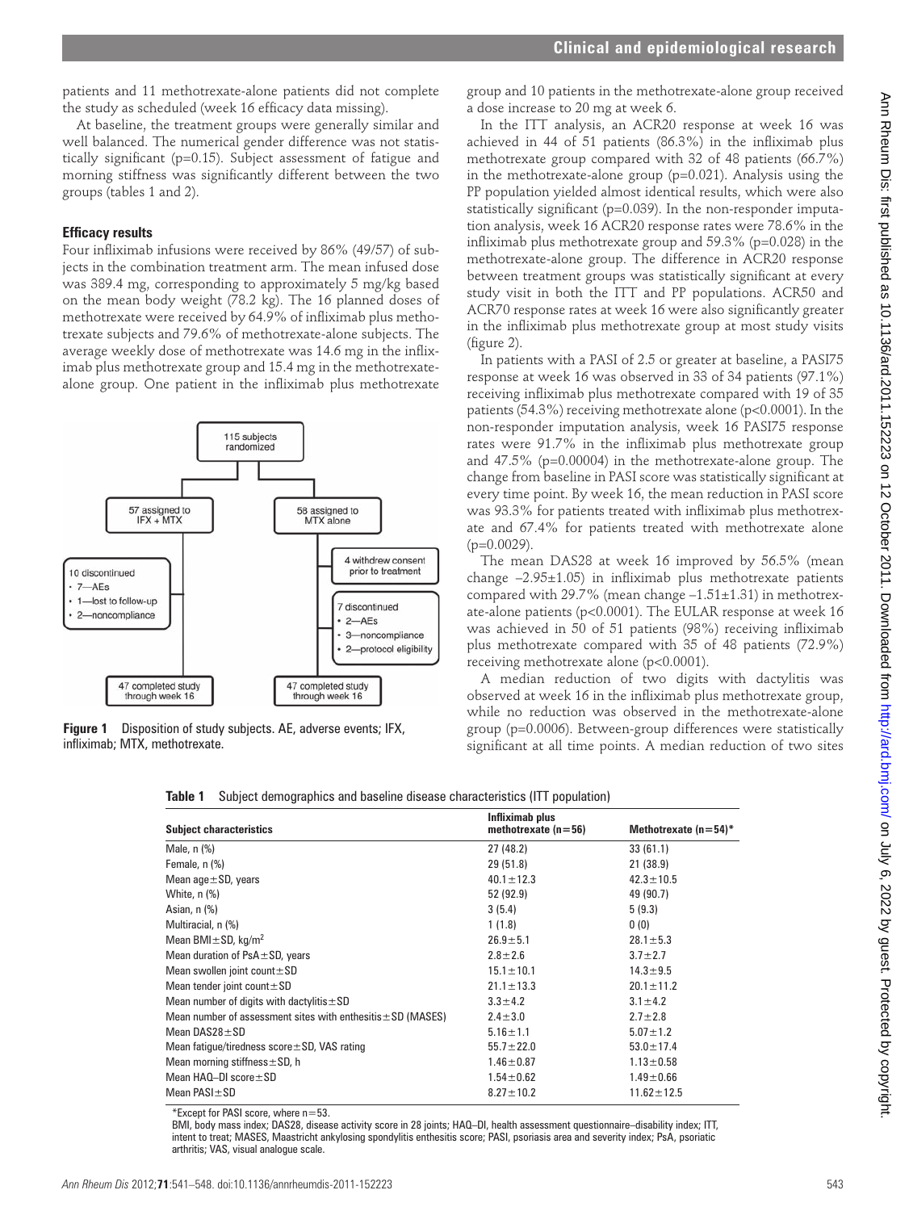patients and 11 methotrexate-alone patients did not complete the study as scheduled (week 16 efficacy data missing).

At baseline, the treatment groups were generally similar and well balanced. The numerical gender difference was not statistically significant (p=0.15). Subject assessment of fatigue and morning stiffness was significantly different between the two groups (tables 1 and 2).

### Efficacy results

Four infliximab infusions were received by 86% (49/57) of subjects in the combination treatment arm. The mean infused dose was 389.4 mg, corresponding to approximately 5 mg/kg based on the mean body weight (78.2 kg). The 16 planned doses of methotrexate were received by 64.9% of infliximab plus methotrexate subjects and 79.6% of methotrexate-alone subjects. The average weekly dose of methotrexate was 14.6 mg in the infliximab plus methotrexate group and 15.4 mg in the methotrexate-alone group. One patient in the infliximab plus methotrexate group and 10 patients in the methotrexate-alone group received a dose increase to 20 mg at week 6.

115 subjects randomized

57 assigned to IFX + MTX | 58 assigned to MTX alone

4 withdrew consent prior to treatment

10 discontinued
- 7—AEs
- 1—lost to follow-up
- 2—noncompliance

7 discontinued
- 2—AEs
- 3—noncompliance
- 2—protocol eligibility

47 completed study through week 16 | 47 completed study through week 16

**Figure 1** Disposition of study subjects. AE, adverse events; IFX, infliximab; MTX, methotrexate.

In the ITT analysis, an ACR20 response at week 16 was achieved in 44 of 51 patients (86.3%) in the infliximab plus methotrexate group compared with 32 of 48 patients (66.7%) in the methotrexate-alone group (p=0.021). Analysis using the PP population yielded almost identical results, which were also statistically significant (p=0.039). In the non-responder imputation analysis, week 16 ACR20 response rates were 78.6% in the infliximab plus methotrexate group and 59.3% (p=0.028) in the methotrexate-alone group. The difference in ACR20 response between treatment groups was statistically significant at every study visit in both the ITT and PP populations. ACR50 and ACR70 response rates at week 16 were also significantly greater in the infliximab plus methotrexate group at most study visits (figure 2).

In patients with a PASI of 2.5 or greater at baseline, a PASI75 response at week 16 was observed in 33 of 34 patients (97.1%) receiving infliximab plus methotrexate compared with 19 of 35 patients (54.3%) receiving methotrexate alone (p<0.0001). In the non-responder imputation analysis, week 16 PASI75 response rates were 91.7% in the infliximab plus methotrexate group and 47.5% (p=0.00004) in the methotrexate-alone group. The change from baseline in PASI score was statistically significant at every time point. By week 16, the mean reduction in PASI score was 93.3% for patients treated with infliximab plus methotrexate and 67.4% for patients treated with methotrexate alone (p=0.0029).

The mean DAS28 at week 16 improved by 56.5% (mean change −2.95±1.05) in infliximab plus methotrexate patients compared with 29.7% (mean change −1.51±1.31) in methotrexate-alone patients (p<0.0001). The EULAR response at week 16 was achieved in 50 of 51 patients (98%) receiving infliximab plus methotrexate compared with 35 of 48 patients (72.9%) receiving methotrexate alone (p<0.0001).

A median reduction of two digits with dactylitis was observed at week 16 in the infliximab plus methotrexate group, while no reduction was observed in the methotrexate-alone group (p=0.0006). Between-group differences were statistically significant at all time points. A median reduction of two sites

**Table 1** Subject demographics and baseline disease characteristics (ITT population)

| Subject characteristics | Infliximab plus methotrexate (n=56) | Methotrexate (n=54)* |
|---|---|---|
| Male, n (%) | 27 (48.2) | 33 (61.1) |
| Female, n (%) | 29 (51.8) | 21 (38.9) |
| Mean age±SD, years | 40.1±12.3 | 42.3±10.5 |
| White, n (%) | 52 (92.9) | 49 (90.7) |
| Asian, n (%) | 3 (5.4) | 5 (9.3) |
| Multiracial, n (%) | 1 (1.8) | 0 (0) |
| Mean BMI±SD, kg/m$^2$ | 26.9±5.1 | 28.1±5.3 |
| Mean duration of PsA±SD, years | 2.8±2.6 | 3.7±2.7 |
| Mean swollen joint count±SD | 15.1±10.1 | 14.3±9.5 |
| Mean tender joint count±SD | 21.1±13.3 | 20.1±11.2 |
| Mean number of digits with dactylitis±SD | 3.3±4.2 | 3.1±4.2 |
| Mean number of assessment sites with enthesitis±SD (MASES) | 2.4±3.0 | 2.7±2.8 |
| Mean DAS28±SD | 5.16±1.1 | 5.07±1.2 |
| Mean fatigue/tiredness score±SD, VAS rating | 55.7±22.0 | 53.0±17.4 |
| Mean morning stiffness±SD, h | 1.46±0.87 | 1.13±0.58 |
| Mean HAQ–DI score±SD | 1.54±0.62 | 1.49±0.66 |
| Mean PASI±SD | 8.27±10.2 | 11.62±12.5 |

*Except for PASI score, where n=53.

BMI, body mass index; DAS28, disease activity score in 28 joints; HAQ–DI, health assessment questionnaire–disability index; ITT, intent to treat; MASES, Maastricht ankylosing spondylitis enthesitis score; PASI, psoriasis area and severity index; PsA, psoriatic arthritis; VAS, visual analogue scale.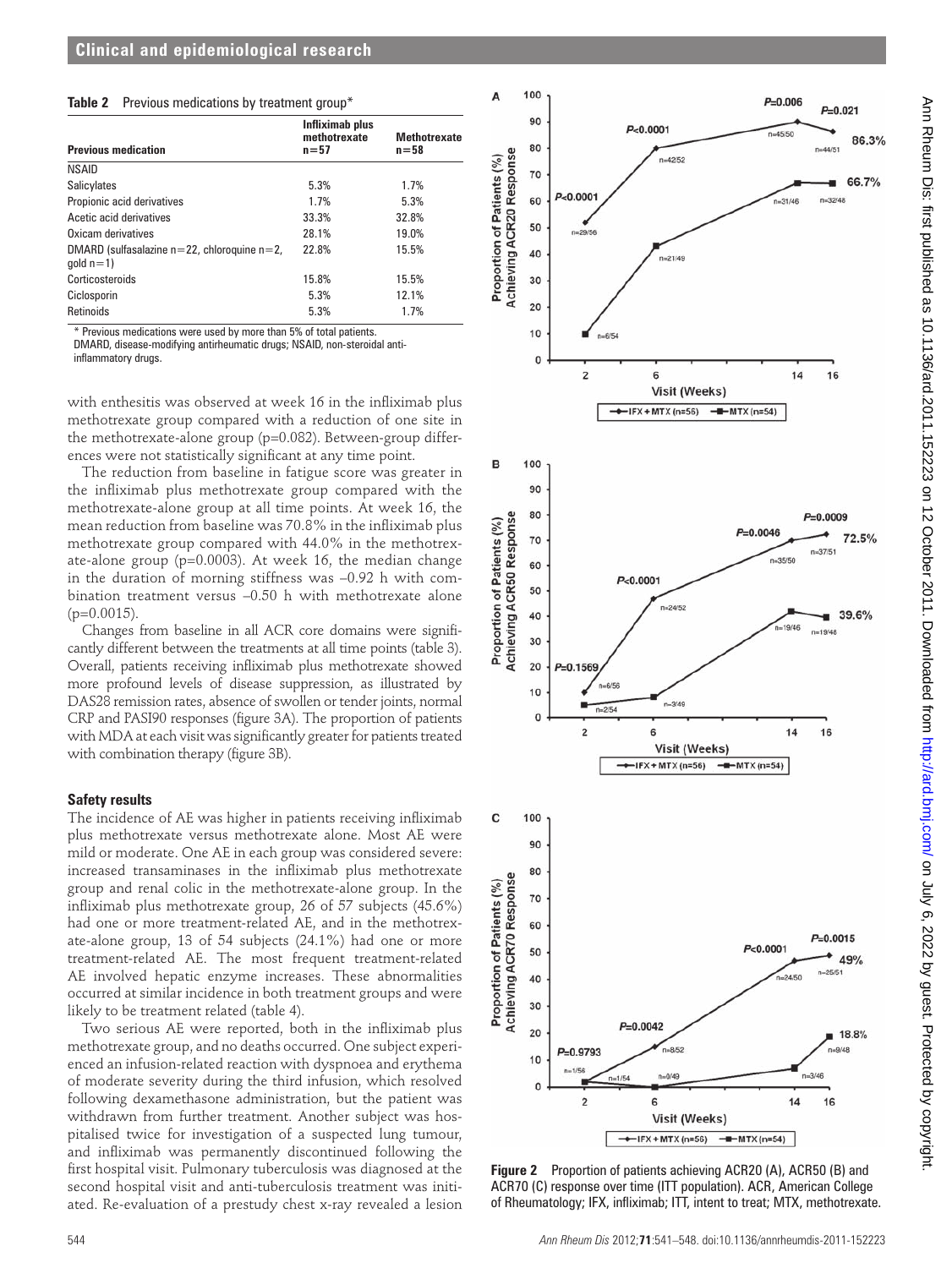**Table 2** Previous medications by treatment group*

| Previous medication | Infliximab plus methotrexate n=57 | Methotrexate n=58 |
|---|---|---|
| NSAID | | |
| Salicylates | 5.3% | 1.7% |
| Propionic acid derivatives | 1.7% | 5.3% |
| Acetic acid derivatives | 33.3% | 32.8% |
| Oxicam derivatives | 28.1% | 19.0% |
| DMARD (sulfasalazine n=22, chloroquine n=2, gold n=1) | 22.8% | 15.5% |
| Corticosteroids | 15.8% | 15.5% |
| Ciclosporin | 5.3% | 12.1% |
| Retinoids | 5.3% | 1.7% |

\* Previous medications were used by more than 5% of total patients.
DMARD, disease-modifying antirheumatic drugs; NSAID, non-steroidal anti-inflammatory drugs.

with enthesitis was observed at week 16 in the infliximab plus methotrexate group compared with a reduction of one site in the methotrexate-alone group (p=0.082). Between-group differences were not statistically significant at any time point.

The reduction from baseline in fatigue score was greater in the infliximab plus methotrexate group compared with the methotrexate-alone group at all time points. At week 16, the mean reduction from baseline was 70.8% in the infliximab plus methotrexate group compared with 44.0% in the methotrexate-alone group (p=0.0003). At week 16, the median change in the duration of morning stiffness was –0.92 h with combination treatment versus –0.50 h with methotrexate alone (p=0.0015).

Changes from baseline in all ACR core domains were significantly different between the treatments at all time points (table 3). Overall, patients receiving infliximab plus methotrexate showed more profound levels of disease suppression, as illustrated by DAS28 remission rates, absence of swollen or tender joints, normal CRP and PASI90 responses (figure 3A). The proportion of patients with MDA at each visit was significantly greater for patients treated with combination therapy (figure 3B).

### Safety results

The incidence of AE was higher in patients receiving infliximab plus methotrexate versus methotrexate alone. Most AE were mild or moderate. One AE in each group was considered severe: increased transaminases in the infliximab plus methotrexate group and renal colic in the methotrexate-alone group. In the infliximab plus methotrexate group, 26 of 57 subjects (45.6%) had one or more treatment-related AE, and in the methotrexate-alone group, 13 of 54 subjects (24.1%) had one or more treatment-related AE. The most frequent treatment-related AE involved hepatic enzyme increases. These abnormalities occurred at similar incidence in both treatment groups and were likely to be treatment related (table 4).

Two serious AE were reported, both in the infliximab plus methotrexate group, and no deaths occurred. One subject experienced an infusion-related reaction with dyspnoea and erythema of moderate severity during the third infusion, which resolved following dexamethasone administration, but the patient was withdrawn from further treatment. Another subject was hospitalised twice for investigation of a suspected lung tumour, and infliximab was permanently discontinued following the first hospital visit. Pulmonary tuberculosis was diagnosed at the second hospital visit and anti-tuberculosis treatment was initiated. Re-evaluation of a prestudy chest x-ray revealed a lesion

**Figure 2** Proportion of patients achieving ACR20 (A), ACR50 (B) and ACR70 (C) response over time (ITT population). ACR, American College of Rheumatology; IFX, infliximab; ITT, intent to treat; MTX, methotrexate.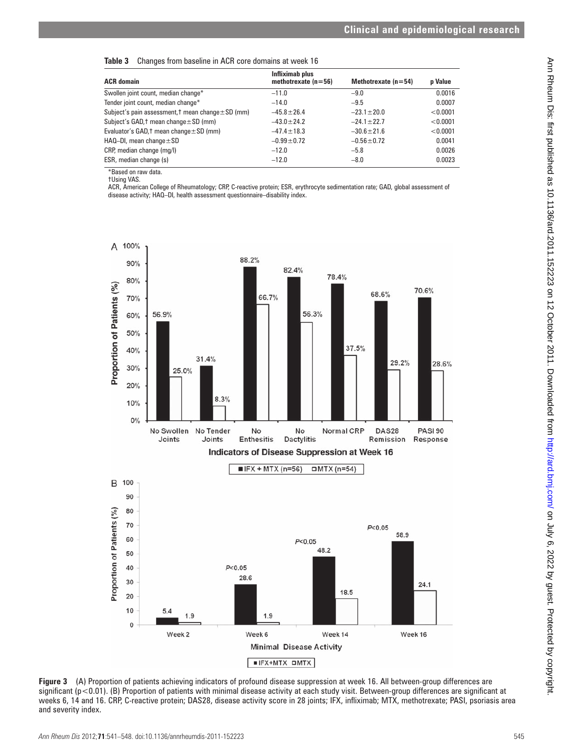**Table 3** Changes from baseline in ACR core domains at week 16

| ACR domain | Infliximab plus methotrexate (n=56) | Methotrexate (n=54) | p Value |
|---|---|---|---|
| Swollen joint count, median change* | −11.0 | −9.0 | 0.0016 |
| Tender joint count, median change* | −14.0 | −9.5 | 0.0007 |
| Subject's pain assessment,† mean change±SD (mm) | −45.8±26.4 | −23.1±20.0 | <0.0001 |
| Subject's GAD,† mean change±SD (mm) | −43.0±24.2 | −24.1±22.7 | <0.0001 |
| Evaluator's GAD,† mean change±SD (mm) | −47.4±18.3 | −30.6±21.6 | <0.0001 |
| HAQ–DI, mean change±SD | −0.99±0.72 | −0.56±0.72 | 0.0041 |
| CRP, median change (mg/l) | −12.0 | −5.8 | 0.0026 |
| ESR, median change (s) | −12.0 | −8.0 | 0.0023 |

*Based on raw data.
†Using VAS.
ACR, American College of Rheumatology; CRP, C-reactive protein; ESR, erythrocyte sedimentation rate; GAD, global assessment of disease activity; HAQ–DI, health assessment questionnaire–disability index.

**Figure 3** (A) Proportion of patients achieving indicators of profound disease suppression at week 16. All between-group differences are significant (p<0.01). (B) Proportion of patients with minimal disease activity at each study visit. Between-group differences are significant at weeks 6, 14 and 16. CRP, C-reactive protein; DAS28, disease activity score in 28 joints; IFX, infliximab; MTX, methotrexate; PASI, psoriasis area and severity index.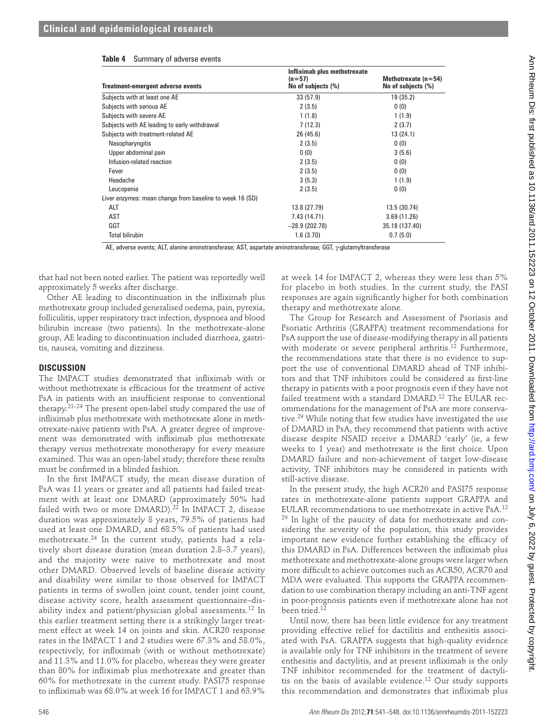**Table 4** Summary of adverse events

| Treatment-emergent adverse events | Infliximab plus methotrexate (n=57) No of subjects (%) | Methotrexate (n=54) No of subjects (%) |
|---|---|---|
| Subjects with at least one AE | 33 (57.9) | 19 (35.2) |
| Subjects with serious AE | 2 (3.5) | 0 (0) |
| Subjects with severe AE | 1 (1.8) | 1 (1.9) |
| Subjects with AE leading to early withdrawal | 7 (12.3) | 2 (3.7) |
| Subjects with treatment-related AE | 26 (45.6) | 13 (24.1) |
| Nasopharyngitis | 2 (3.5) | 0 (0) |
| Upper abdominal pain | 0 (0) | 3 (5.6) |
| Infusion-related reaction | 2 (3.5) | 0 (0) |
| Fever | 2 (3.5) | 0 (0) |
| Headache | 3 (5.3) | 1 (1.9) |
| Leucopenia | 2 (3.5) | 0 (0) |
| Liver enzymes: mean change from baseline to week 16 (SD) | | |
| ALT | 13.8 (27.79) | 13.5 (30.74) |
| AST | 7.43 (14.71) | 3.69 (11.26) |
| GGT | −28.9 (202.78) | 35.18 (137.40) |
| Total bilirubin | 1.6 (3.70) | 0.7 (5.0) |

AE, adverse events; ALT, alanine aminotransferase; AST, aspartate aminotransferase; GGT, γ-glutamyltransferase

that had not been noted earlier. The patient was reportedly well approximately 5 weeks after discharge.

Other AE leading to discontinuation in the infliximab plus methotrexate group included generalised oedema, pain, pyrexia, folliculitis, upper respiratory tract infection, dyspnoea and blood bilirubin increase (two patients). In the methotrexate-alone group, AE leading to discontinuation included diarrhoea, gastritis, nausea, vomiting and dizziness.

## DISCUSSION

The IMPACT studies demonstrated that infliximab with or without methotrexate is efficacious for the treatment of active PsA in patients with an insufficient response to conventional therapy.[21–24] The present open-label study compared the use of infliximab plus methotrexate with methotrexate alone in methotrexate-naive patients with PsA. A greater degree of improvement was demonstrated with infliximab plus methotrexate therapy versus methotrexate monotherapy for every measure examined. This was an open-label study; therefore these results must be confirmed in a blinded fashion.

In the first IMPACT study, the mean disease duration of PsA was 11 years or greater and all patients had failed treatment with at least one DMARD (approximately 50% had failed with two or more DMARD).[22] In IMPACT 2, disease duration was approximately 8 years, 79.5% of patients had used at least one DMARD, and 68.5% of patients had used methotrexate.[24] In the current study, patients had a relatively short disease duration (mean duration 2.8–3.7 years), and the majority were naive to methotrexate and most other DMARD. Observed levels of baseline disease activity and disability were similar to those observed for IMPACT patients in terms of swollen joint count, tender joint count, disease activity score, health assessment questionnaire–disability index and patient/physician global assessments.[12] In this earlier treatment setting there is a strikingly larger treatment effect at week 14 on joints and skin. ACR20 response rates in the IMPACT 1 and 2 studies were 67.3% and 58.0%, respectively, for infliximab (with or without methotrexate) and 11.3% and 11.0% for placebo, whereas they were greater than 80% for infliximab plus methotrexate and greater than 60% for methotrexate in the current study. PASI75 response to infliximab was 68.0% at week 16 for IMPACT 1 and 63.9% at week 14 for IMPACT 2, whereas they were less than 5% for placebo in both studies. In the current study, the PASI responses are again significantly higher for both combination therapy and methotrexate alone.

The Group for Research and Assessment of Psoriasis and Psoriatic Arthritis (GRAPPA) treatment recommendations for PsA support the use of disease-modifying therapy in all patients with moderate or severe peripheral arthritis.[12] Furthermore, the recommendations state that there is no evidence to support the use of conventional DMARD ahead of TNF inhibitors and that TNF inhibitors could be considered as first-line therapy in patients with a poor prognosis even if they have not failed treatment with a standard DMARD.[12] The EULAR recommendations for the management of PsA are more conservative.[29] While noting that few studies have investigated the use of DMARD in PsA, they recommend that patients with active disease despite NSAID receive a DMARD 'early' (ie, a few weeks to 1 year) and methotrexate is the first choice. Upon DMARD failure and non-achievement of target low-disease activity, TNF inhibitors may be considered in patients with still-active disease.

In the present study, the high ACR20 and PASI75 response rates in methotrexate-alone patients support GRAPPA and EULAR recommendations to use methotrexate in active PsA.[12] [29] In light of the paucity of data for methotrexate and considering the severity of the population, this study provides important new evidence further establishing the efficacy of this DMARD in PsA. Differences between the infliximab plus methotrexate and methotrexate-alone groups were larger when more difficult to achieve outcomes such as ACR50, ACR70 and MDA were evaluated. This supports the GRAPPA recommendation to use combination therapy including an anti-TNF agent in poor-prognosis patients even if methotrexate alone has not been tried.[12]

Until now, there has been little evidence for any treatment providing effective relief for dactilitis and enthesitis associated with PsA. GRAPPA suggests that high-quality evidence is available only for TNF inhibitors in the treatment of severe enthesitis and dactylitis, and at present infliximab is the only TNF inhibitor recommended for the treatment of dactylitis on the basis of available evidence.[12] Our study supports this recommendation and demonstrates that infliximab plus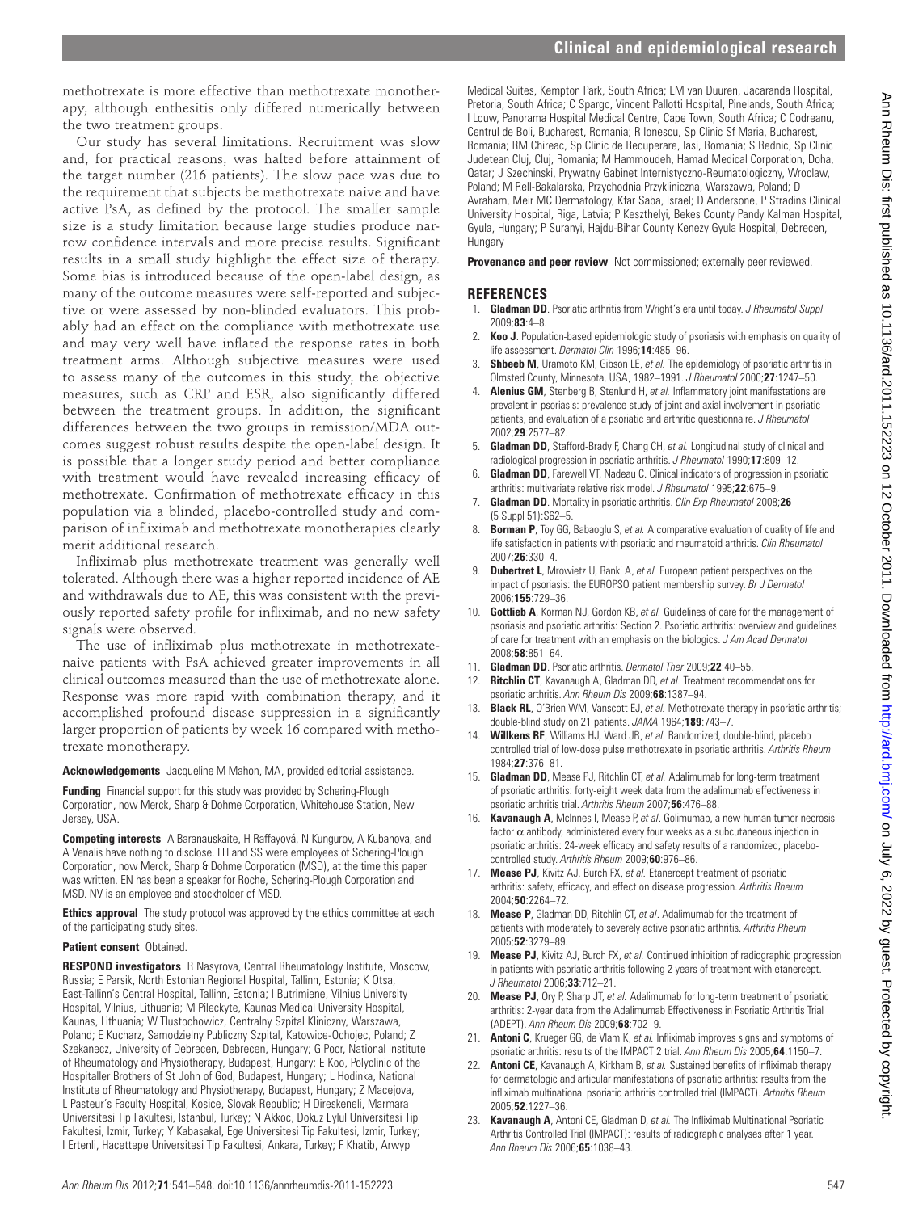methotrexate is more effective than methotrexate monotherapy, although enthesitis only differed numerically between the two treatment groups.

Our study has several limitations. Recruitment was slow and, for practical reasons, was halted before attainment of the target number (216 patients). The slow pace was due to the requirement that subjects be methotrexate naive and have active PsA, as defined by the protocol. The smaller sample size is a study limitation because large studies produce narrow confidence intervals and more precise results. Significant results in a small study highlight the effect size of therapy. Some bias is introduced because of the open-label design, as many of the outcome measures were self-reported and subjective or were assessed by non-blinded evaluators. This probably had an effect on the compliance with methotrexate use and may very well have inflated the response rates in both treatment arms. Although subjective measures were used to assess many of the outcomes in this study, the objective measures, such as CRP and ESR, also significantly differed between the treatment groups. In addition, the significant differences between the two groups in remission/MDA outcomes suggest robust results despite the open-label design. It is possible that a longer study period and better compliance with treatment would have revealed increasing efficacy of methotrexate. Confirmation of methotrexate efficacy in this population via a blinded, placebo-controlled study and comparison of infliximab and methotrexate monotherapies clearly merit additional research.

Infliximab plus methotrexate treatment was generally well tolerated. Although there was a higher reported incidence of AE and withdrawals due to AE, this was consistent with the previously reported safety profile for infliximab, and no new safety signals were observed.

The use of infliximab plus methotrexate in methotrexate-naive patients with PsA achieved greater improvements in all clinical outcomes measured than the use of methotrexate alone. Response was more rapid with combination therapy, and it accomplished profound disease suppression in a significantly larger proportion of patients by week 16 compared with methotrexate monotherapy.

**Acknowledgements** Jacqueline M Mahon, MA, provided editorial assistance.

**Funding** Financial support for this study was provided by Schering-Plough Corporation, now Merck, Sharp & Dohme Corporation, Whitehouse Station, New Jersey, USA.

**Competing interests** A Baranauskaite, H Raffayová, N Kungurov, A Kubanova, and A Venalis have nothing to disclose. LH and SS were employees of Schering-Plough Corporation, now Merck, Sharp & Dohme Corporation (MSD), at the time this paper was written. EN has been a speaker for Roche, Schering-Plough Corporation and MSD. NV is an employee and stockholder of MSD.

**Ethics approval** The study protocol was approved by the ethics committee at each of the participating study sites.

**Patient consent** Obtained.

**RESPOND investigators** R Nasyrova, Central Rheumatology Institute, Moscow, Russia; E Parsik, North Estonian Regional Hospital, Tallinn, Estonia; K Otsa, East-Tallinn's Central Hospital, Tallinn, Estonia; I Butrimiene, Vilnius University Hospital, Vilnius, Lithuania; M Pileckyte, Kaunas Medical University Hospital, Kaunas, Lithuania; W Tlustochowicz, Centralny Szpital Kliniczny, Warszawa, Poland; E Kucharz, Samodzielny Publiczny Szpital, Katowice-Ochojec, Poland; Z Szekanecz, University of Debrecen, Debrecen, Hungary; G Poor, National Institute of Rheumatology and Physiotherapy, Budapest, Hungary; E Koo, Polyclinic of the Hospitaller Brothers of St John of God, Budapest, Hungary; L Hodinka, National Institute of Rheumatology and Physiotherapy, Budapest, Hungary; Z Macejova, L Pasteur's Faculty Hospital, Kosice, Slovak Republic; H Direskeneli, Marmara Universitesi Tip Fakultesi, Istanbul, Turkey; N Akkoc, Dokuz Eylul Universitesi Tip Fakultesi, Izmir, Turkey; Y Kabasakal, Ege Universitesi Tip Fakultesi, Izmir, Turkey; I Ertenli, Hacettepe Universitesi Tip Fakultesi, Ankara, Turkey; F Khatib, Arwyp Medical Suites, Kempton Park, South Africa; EM van Duuren, Jacaranda Hospital, Pretoria, South Africa; C Spargo, Vincent Pallotti Hospital, Pinelands, South Africa; I Louw, Panorama Hospital Medical Centre, Cape Town, South Africa; C Codreanu, Centrul de Boli, Bucharest, Romania; R Ionescu, Sp Clinic Sf Maria, Bucharest, Romania; RM Chireac, Sp Clinic de Recuperare, Iasi, Romania; S Rednic, Sp Clinic Judetean Cluj, Cluj, Romania; M Hammoudeh, Hamad Medical Corporation, Doha, Qatar; J Szechinski, Prywatny Gabinet Internistyczno-Reumatologiczny, Wroclaw, Poland; M Rell-Bakalarska, Przychodnia Przykliniczna, Warszawa, Poland; D Avraham, Meir MC Dermatology, Kfar Saba, Israel; D Andersone, P Stradins Clinical University Hospital, Riga, Latvia; P Keszthelyi, Bekes County Pandy Kalman Hospital, Gyula, Hungary; P Suranyi, Hajdu-Bihar County Kenezy Gyula Hospital, Debrecen, Hungary

**Provenance and peer review** Not commissioned; externally peer reviewed.

## REFERENCES

1. **Gladman DD**. Psoriatic arthritis from Wright's era until today. *J Rheumatol Suppl* 2009;**83**:4–8.
2. **Koo J**. Population-based epidemiologic study of psoriasis with emphasis on quality of life assessment. *Dermatol Clin* 1996;**14**:485–96.
3. **Shbeeb M**, Uramoto KM, Gibson LE, *et al.* The epidemiology of psoriatic arthritis in Olmsted County, Minnesota, USA, 1982–1991. *J Rheumatol* 2000;**27**:1247–50.
4. **Alenius GM**, Stenberg B, Stenlund H, *et al.* Inflammatory joint manifestations are prevalent in psoriasis: prevalence study of joint and axial involvement in psoriatic patients, and evaluation of a psoriatic and arthritic questionnaire. *J Rheumatol* 2002;**29**:2577–82.
5. **Gladman DD**, Stafford-Brady F, Chang CH, *et al.* Longitudinal study of clinical and radiological progression in psoriatic arthritis. *J Rheumatol* 1990;**17**:809–12.
6. **Gladman DD**, Farewell VT, Nadeau C. Clinical indicators of progression in psoriatic arthritis: multivariate relative risk model. *J Rheumatol* 1995;**22**:675–9.
7. **Gladman DD**. Mortality in psoriatic arthritis. *Clin Exp Rheumatol* 2008;**26** (5 Suppl 51):S62–5.
8. **Borman P**, Toy GG, Babaoglu S, *et al.* A comparative evaluation of quality of life and life satisfaction in patients with psoriatic and rheumatoid arthritis. *Clin Rheumatol* 2007;**26**:330–4.
9. **Dubertret L**, Mrowietz U, Ranki A, *et al.* European patient perspectives on the impact of psoriasis: the EUROPSO patient membership survey. *Br J Dermatol* 2006;**155**:729–36.
10. **Gottlieb A**, Korman NJ, Gordon KB, *et al.* Guidelines of care for the management of psoriasis and psoriatic arthritis: Section 2. Psoriatic arthritis: overview and guidelines of care for treatment with an emphasis on the biologics. *J Am Acad Dermatol* 2008;**58**:851–64.
11. **Gladman DD**. Psoriatic arthritis. *Dermatol Ther* 2009;**22**:40–55.
12. **Ritchlin CT**, Kavanaugh A, Gladman DD, *et al.* Treatment recommendations for psoriatic arthritis. *Ann Rheum Dis* 2009;**68**:1387–94.
13. **Black RL**, O'Brien WM, Vanscott EJ, *et al.* Methotrexate therapy in psoriatic arthritis; double-blind study on 21 patients. *JAMA* 1964;**189**:743–7.
14. **Willkens RF**, Williams HJ, Ward JR, *et al.* Randomized, double-blind, placebo controlled trial of low-dose pulse methotrexate in psoriatic arthritis. *Arthritis Rheum* 1984;**27**:376–81.
15. **Gladman DD**, Mease PJ, Ritchlin CT, *et al.* Adalimumab for long-term treatment of psoriatic arthritis: forty-eight week data from the adalimumab effectiveness in psoriatic arthritis trial. *Arthritis Rheum* 2007;**56**:476–88.
16. **Kavanaugh A**, McInnes I, Mease P, *et al.* Golimumab, a new human tumor necrosis factor α antibody, administered every four weeks as a subcutaneous injection in psoriatic arthritis: 24-week efficacy and safety results of a randomized, placebo-controlled study. *Arthritis Rheum* 2009;**60**:976–86.
17. **Mease PJ**, Kivitz AJ, Burch FX, *et al.* Etanercept treatment of psoriatic arthritis: safety, efficacy, and effect on disease progression. *Arthritis Rheum* 2004;**50**:2264–72.
18. **Mease P**, Gladman DD, Ritchlin CT, *et al.* Adalimumab for the treatment of patients with moderately to severely active psoriatic arthritis. *Arthritis Rheum* 2005;**52**:3279–89.
19. **Mease PJ**, Kivitz AJ, Burch FX, *et al.* Continued inhibition of radiographic progression in patients with psoriatic arthritis following 2 years of treatment with etanercept. *J Rheumatol* 2006;**33**:712–21.
20. **Mease PJ**, Ory P, Sharp JT, *et al.* Adalimumab for long-term treatment of psoriatic arthritis: 2-year data from the Adalimumab Effectiveness in Psoriatic Arthritis Trial (ADEPT). *Ann Rheum Dis* 2009;**68**:702–9.
21. **Antoni C**, Krueger GG, de Vlam K, *et al.* Infliximab improves signs and symptoms of psoriatic arthritis: results of the IMPACT 2 trial. *Ann Rheum Dis* 2005;**64**:1150–7.
22. **Antoni CE**, Kavanaugh A, Kirkham B, *et al.* Sustained benefits of infliximab therapy for dermatologic and articular manifestations of psoriatic arthritis: results from the infliximab multinational psoriatic arthritis controlled trial (IMPACT). *Arthritis Rheum* 2005;**52**:1227–36.
23. **Kavanaugh A**, Antoni CE, Gladman D, *et al.* The Infliximab Multinational Psoriatic Arthritis Controlled Trial (IMPACT): results of radiographic analyses after 1 year. *Ann Rheum Dis* 2006;**65**:1038–43.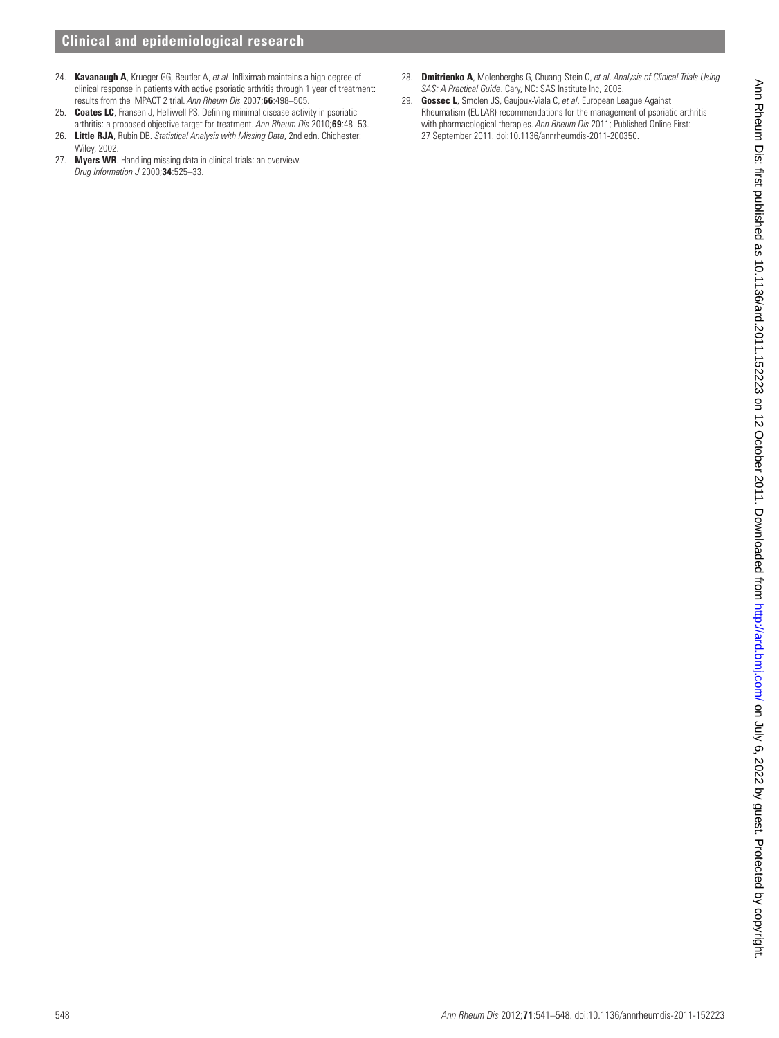24. **Kavanaugh A**, Krueger GG, Beutler A, *et al.* Infliximab maintains a high degree of clinical response in patients with active psoriatic arthritis through 1 year of treatment: results from the IMPACT 2 trial. *Ann Rheum Dis* 2007;**66**:498–505.
25. **Coates LC**, Fransen J, Helliwell PS. Defining minimal disease activity in psoriatic arthritis: a proposed objective target for treatment. *Ann Rheum Dis* 2010;**69**:48–53.
26. **Little RJA**, Rubin DB. *Statistical Analysis with Missing Data*, 2nd edn. Chichester: Wiley, 2002.
27. **Myers WR**. Handling missing data in clinical trials: an overview. *Drug Information J* 2000;**34**:525–33.
28. **Dmitrienko A**, Molenberghs G, Chuang-Stein C, *et al*. *Analysis of Clinical Trials Using SAS: A Practical Guide*. Cary, NC: SAS Institute Inc, 2005.
29. **Gossec L**, Smolen JS, Gaujoux-Viala C, *et al*. European League Against Rheumatism (EULAR) recommendations for the management of psoriatic arthritis with pharmacological therapies. *Ann Rheum Dis* 2011; Published Online First: 27 September 2011. doi:10.1136/annrheumdis-2011-200350.